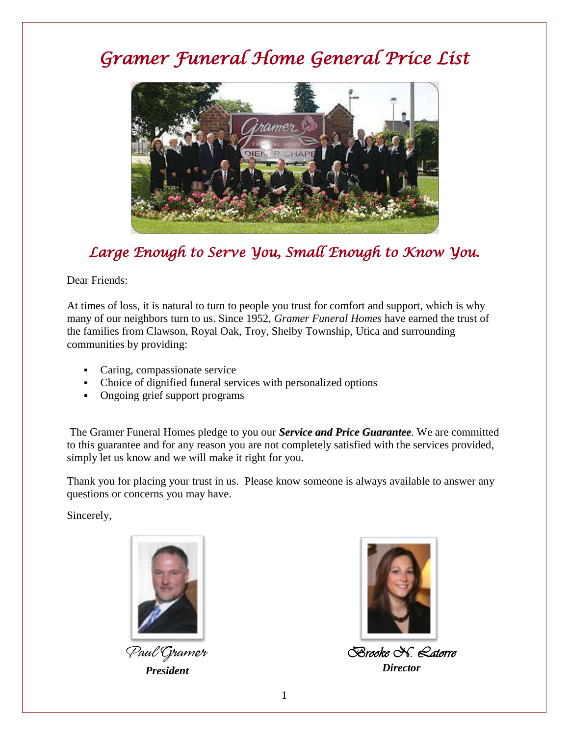# *Gramer Funeral Home General Price List*

## *Large Enough to Serve You, Small Enough to Know You.*

Dear Friends:

At times of loss, it is natural to turn to people you trust for comfort and support, which is why many of our neighbors turn to us. Since 1952, *Gramer Funeral Homes* have earned the trust of the families from Clawson, Royal Oak, Troy, Shelby Township, Utica and surrounding communities by providing:

- Caring, compassionate service
- Choice of dignified funeral services with personalized options
- Ongoing grief support programs

The Gramer Funeral Homes pledge to you our ***Service and Price Guarantee***. We are committed to this guarantee and for any reason you are not completely satisfied with the services provided, simply let us know and we will make it right for you.

Thank you for placing your trust in us. Please know someone is always available to answer any questions or concerns you may have.

Sincerely,

*Paul Gramer*
***President***

*Brooke N. Latorre*
***Director***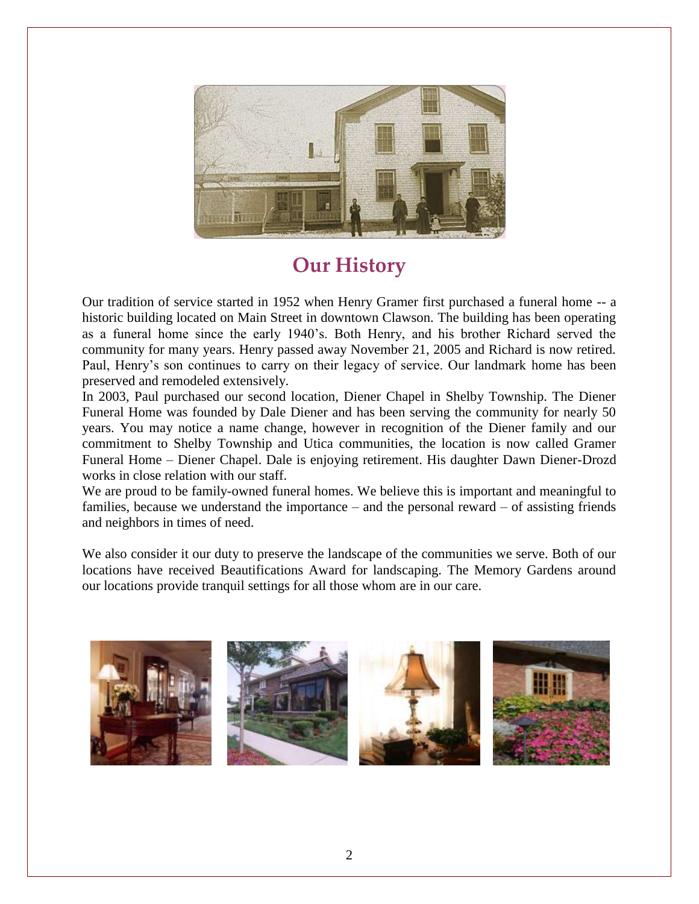## Our History

Our tradition of service started in 1952 when Henry Gramer first purchased a funeral home -- a historic building located on Main Street in downtown Clawson. The building has been operating as a funeral home since the early 1940's. Both Henry, and his brother Richard served the community for many years. Henry passed away November 21, 2005 and Richard is now retired. Paul, Henry's son continues to carry on their legacy of service. Our landmark home has been preserved and remodeled extensively.

In 2003, Paul purchased our second location, Diener Chapel in Shelby Township. The Diener Funeral Home was founded by Dale Diener and has been serving the community for nearly 50 years. You may notice a name change, however in recognition of the Diener family and our commitment to Shelby Township and Utica communities, the location is now called Gramer Funeral Home – Diener Chapel. Dale is enjoying retirement. His daughter Dawn Diener-Drozd works in close relation with our staff.

We are proud to be family-owned funeral homes. We believe this is important and meaningful to families, because we understand the importance – and the personal reward – of assisting friends and neighbors in times of need.

We also consider it our duty to preserve the landscape of the communities we serve. Both of our locations have received Beautifications Award for landscaping. The Memory Gardens around our locations provide tranquil settings for all those whom are in our care.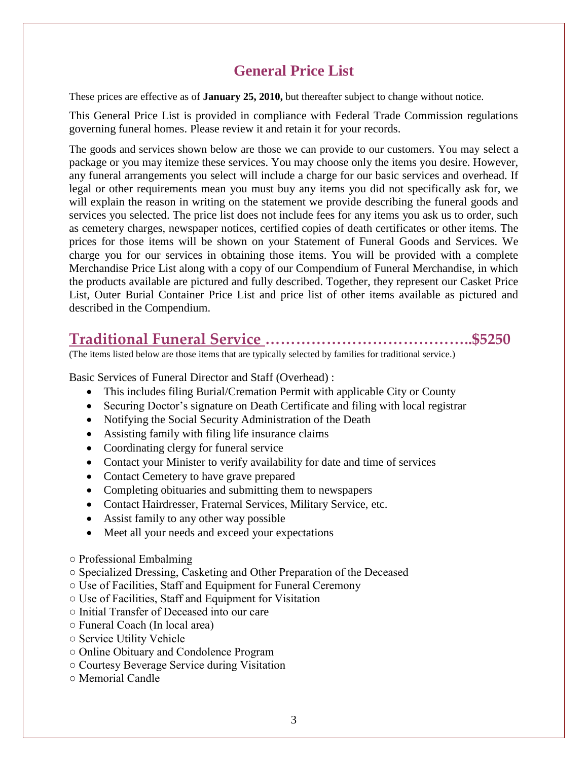# General Price List

These prices are effective as of **January 25, 2010,** but thereafter subject to change without notice.

This General Price List is provided in compliance with Federal Trade Commission regulations governing funeral homes. Please review it and retain it for your records.

The goods and services shown below are those we can provide to our customers. You may select a package or you may itemize these services. You may choose only the items you desire. However, any funeral arrangements you select will include a charge for our basic services and overhead. If legal or other requirements mean you must buy any items you did not specifically ask for, we will explain the reason in writing on the statement we provide describing the funeral goods and services you selected. The price list does not include fees for any items you ask us to order, such as cemetery charges, newspaper notices, certified copies of death certificates or other items. The prices for those items will be shown on your Statement of Funeral Goods and Services. We charge you for our services in obtaining those items. You will be provided with a complete Merchandise Price List along with a copy of our Compendium of Funeral Merchandise, in which the products available are pictured and fully described. Together, they represent our Casket Price List, Outer Burial Container Price List and price list of other items available as pictured and described in the Compendium.

## Traditional Funeral Service …………………………………..$5250

(The items listed below are those items that are typically selected by families for traditional service.)

Basic Services of Funeral Director and Staff (Overhead) :

- This includes filing Burial/Cremation Permit with applicable City or County
- Securing Doctor's signature on Death Certificate and filing with local registrar
- Notifying the Social Security Administration of the Death
- Assisting family with filing life insurance claims
- Coordinating clergy for funeral service
- Contact your Minister to verify availability for date and time of services
- Contact Cemetery to have grave prepared
- Completing obituaries and submitting them to newspapers
- Contact Hairdresser, Fraternal Services, Military Service, etc.
- Assist family to any other way possible
- Meet all your needs and exceed your expectations

○ Professional Embalming
○ Specialized Dressing, Casketing and Other Preparation of the Deceased
○ Use of Facilities, Staff and Equipment for Funeral Ceremony
○ Use of Facilities, Staff and Equipment for Visitation
○ Initial Transfer of Deceased into our care
○ Funeral Coach (In local area)
○ Service Utility Vehicle
○ Online Obituary and Condolence Program
○ Courtesy Beverage Service during Visitation
○ Memorial Candle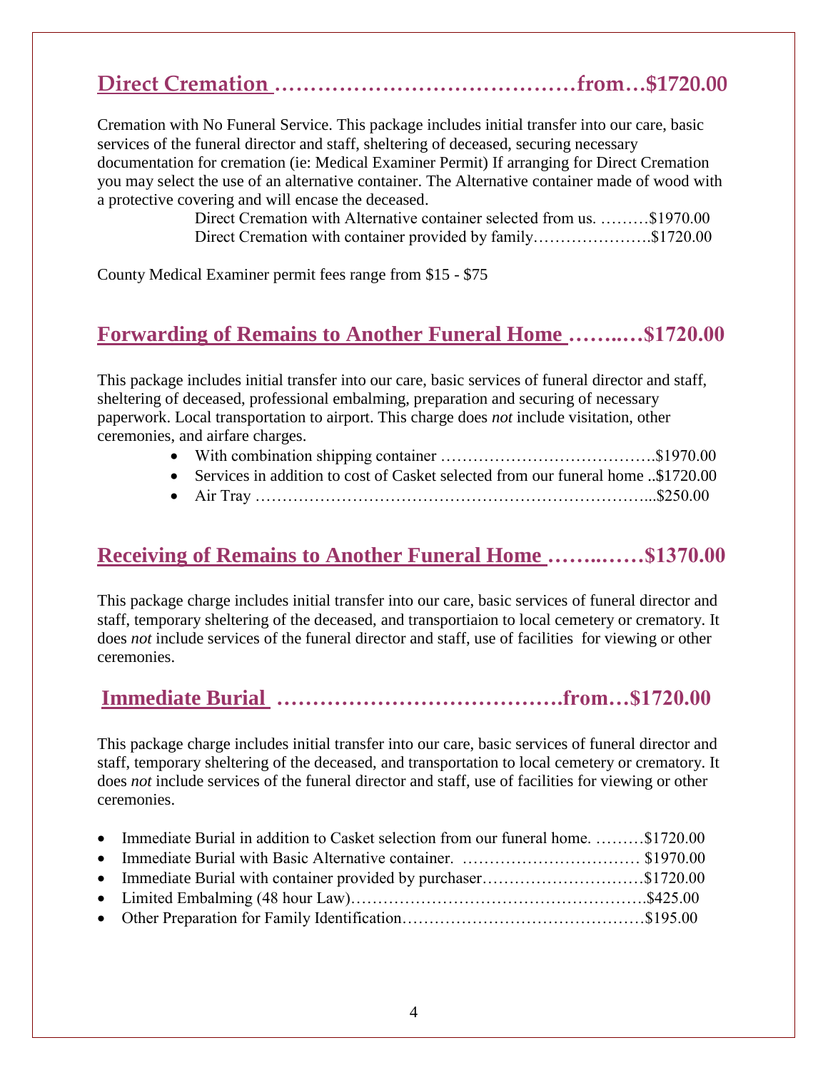## Direct Cremation ……………………………………from…$1720.00

Cremation with No Funeral Service. This package includes initial transfer into our care, basic services of the funeral director and staff, sheltering of deceased, securing necessary documentation for cremation (ie: Medical Examiner Permit) If arranging for Direct Cremation you may select the use of an alternative container. The Alternative container made of wood with a protective covering and will encase the deceased.

Direct Cremation with Alternative container selected from us. ………$1970.00
Direct Cremation with container provided by family………………….$1720.00

County Medical Examiner permit fees range from $15 - $75

## Forwarding of Remains to Another Funeral Home ……..…$1720.00

This package includes initial transfer into our care, basic services of funeral director and staff, sheltering of deceased, professional embalming, preparation and securing of necessary paperwork. Local transportation to airport. This charge does *not* include visitation, other ceremonies, and airfare charges.

- With combination shipping container ………………………………….$1970.00
- Services in addition to cost of Casket selected from our funeral home ..$1720.00
- Air Tray ………………………………………………………………...$250.00

## Receiving of Remains to Another Funeral Home ……..……$1370.00

This package charge includes initial transfer into our care, basic services of funeral director and staff, temporary sheltering of the deceased, and transportiaion to local cemetery or crematory. It does *not* include services of the funeral director and staff, use of facilities for viewing or other ceremonies.

## Immediate Burial …………………………………from…$1720.00

This package charge includes initial transfer into our care, basic services of funeral director and staff, temporary sheltering of the deceased, and transportation to local cemetery or crematory. It does *not* include services of the funeral director and staff, use of facilities for viewing or other ceremonies.

- Immediate Burial in addition to Casket selection from our funeral home. ………$1720.00
- Immediate Burial with Basic Alternative container. …………………………… $1970.00
- Immediate Burial with container provided by purchaser…………………………$1720.00
- Limited Embalming (48 hour Law)……………………………………………….$425.00
- Other Preparation for Family Identification………………………………………$195.00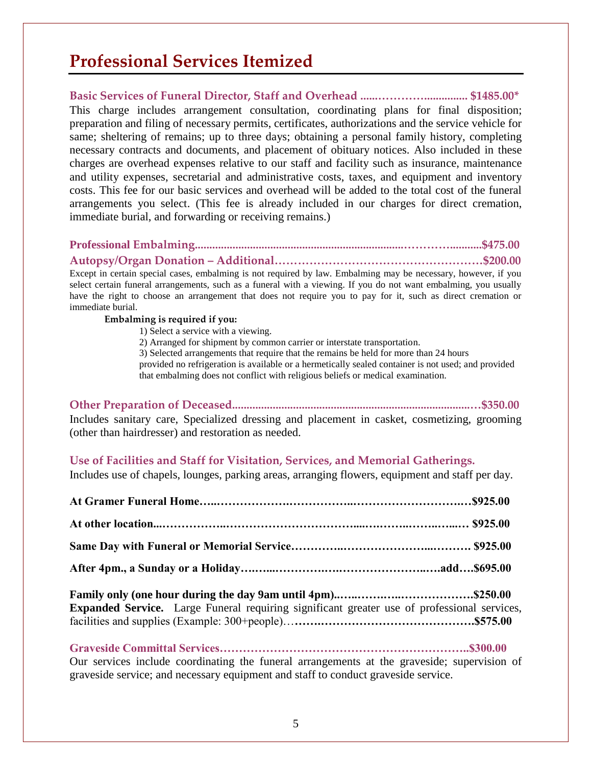# Professional Services Itemized

**Basic Services of Funeral Director, Staff and Overhead ......…………............... $1485.00***

This charge includes arrangement consultation, coordinating plans for final disposition; preparation and filing of necessary permits, certificates, authorizations and the service vehicle for same; sheltering of remains; up to three days; obtaining a personal family history, completing necessary contracts and documents, and placement of obituary notices. Also included in these charges are overhead expenses relative to our staff and facility such as insurance, maintenance and utility expenses, secretarial and administrative costs, taxes, and equipment and inventory costs. This fee for our basic services and overhead will be added to the total cost of the funeral arrangements you select. (This fee is already included in our charges for direct cremation, immediate burial, and forwarding or receiving remains.)

**Professional Embalming....................................................................…………...........$475.00**

**Autopsy/Organ Donation – Additional……………………………………………$200.00**

Except in certain special cases, embalming is not required by law. Embalming may be necessary, however, if you select certain funeral arrangements, such as a funeral with a viewing. If you do not want embalming, you usually have the right to choose an arrangement that does not require you to pay for it, such as direct cremation or immediate burial.

**Embalming is required if you:**

1) Select a service with a viewing.
2) Arranged for shipment by common carrier or interstate transportation.
3) Selected arrangements that require that the remains be held for more than 24 hours provided no refrigeration is available or a hermetically sealed container is not used; and provided that embalming does not conflict with religious beliefs or medical examination.

**Other Preparation of Deceased..................................................................................…$350.00**

Includes sanitary care, Specialized dressing and placement in casket, cosmetizing, grooming (other than hairdresser) and restoration as needed.

**Use of Facilities and Staff for Visitation, Services, and Memorial Gatherings.**

Includes use of chapels, lounges, parking areas, arranging flowers, equipment and staff per day.

**At Gramer Funeral Home…..……………….……………..………………………..…$925.00**

**At other location...……………..……………………………....…..……..……..…...… $925.00**

**Same Day with Funeral or Memorial Service…………..………………….....………. $925.00**

**After 4pm., a Sunday or a Holiday….…...………….….…………………..….add….$695.00**

**Family only (one hour during the day 9am until 4pm)..…..……..…..……………….$250.00**

**Expanded Service.** Large Funeral requiring significant greater use of professional services, facilities and supplies (Example: 300+people)…**……..……………………………………….$575.00**

**Graveside Committal Services………………………………………………………..$300.00**

Our services include coordinating the funeral arrangements at the graveside; supervision of graveside service; and necessary equipment and staff to conduct graveside service.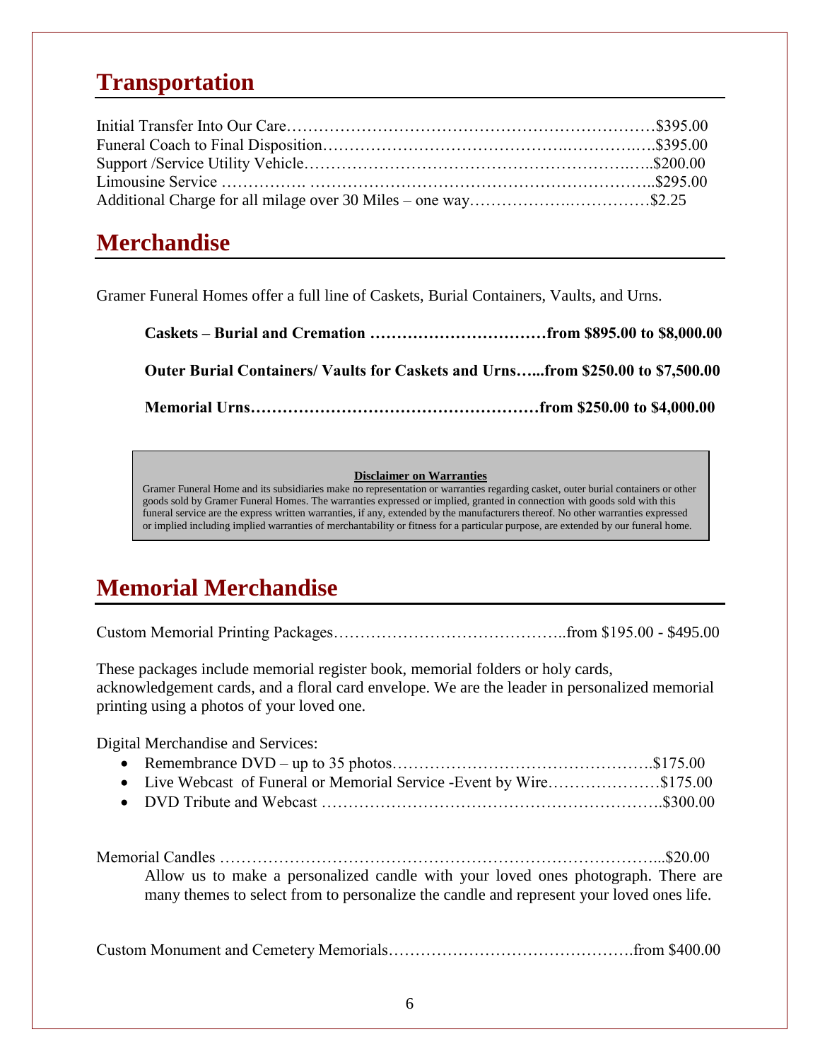## Transportation

Initial Transfer Into Our Care……………………………………………………………$395.00
Funeral Coach to Final Disposition……………………………………….………….….$395.00
Support /Service Utility Vehicle……………………………………………………..…..$200.00
Limousine Service ……………. ………………………………………………………..$295.00
Additional Charge for all milage over 30 Miles – one way……………….……………$2.25

## Merchandise

Gramer Funeral Homes offer a full line of Caskets, Burial Containers, Vaults, and Urns.

**Caskets – Burial and Cremation ……………………………from $895.00 to $8,000.00**

**Outer Burial Containers/ Vaults for Caskets and Urns…...from $250.00 to $7,500.00**

**Memorial Urns………………………………………………from $250.00 to $4,000.00**

**Disclaimer on Warranties**

Gramer Funeral Home and its subsidiaries make no representation or warranties regarding casket, outer burial containers or other goods sold by Gramer Funeral Homes. The warranties expressed or implied, granted in connection with goods sold with this funeral service are the express written warranties, if any, extended by the manufacturers thereof. No other warranties expressed or implied including implied warranties of merchantability or fitness for a particular purpose, are extended by our funeral home.

## Memorial Merchandise

Custom Memorial Printing Packages……………………………………..from $195.00 - $495.00

These packages include memorial register book, memorial folders or holy cards, acknowledgement cards, and a floral card envelope. We are the leader in personalized memorial printing using a photos of your loved one.

Digital Merchandise and Services:

- Remembrance DVD – up to 35 photos……………………………………….$175.00
- Live Webcast of Funeral or Memorial Service -Event by Wire…………………$175.00
- DVD Tribute and Webcast ……………………………………………………….$300.00

Memorial Candles ………………………………………………………………………...$20.00

Allow us to make a personalized candle with your loved ones photograph. There are many themes to select from to personalize the candle and represent your loved ones life.

Custom Monument and Cemetery Memorials……………………………………….from $400.00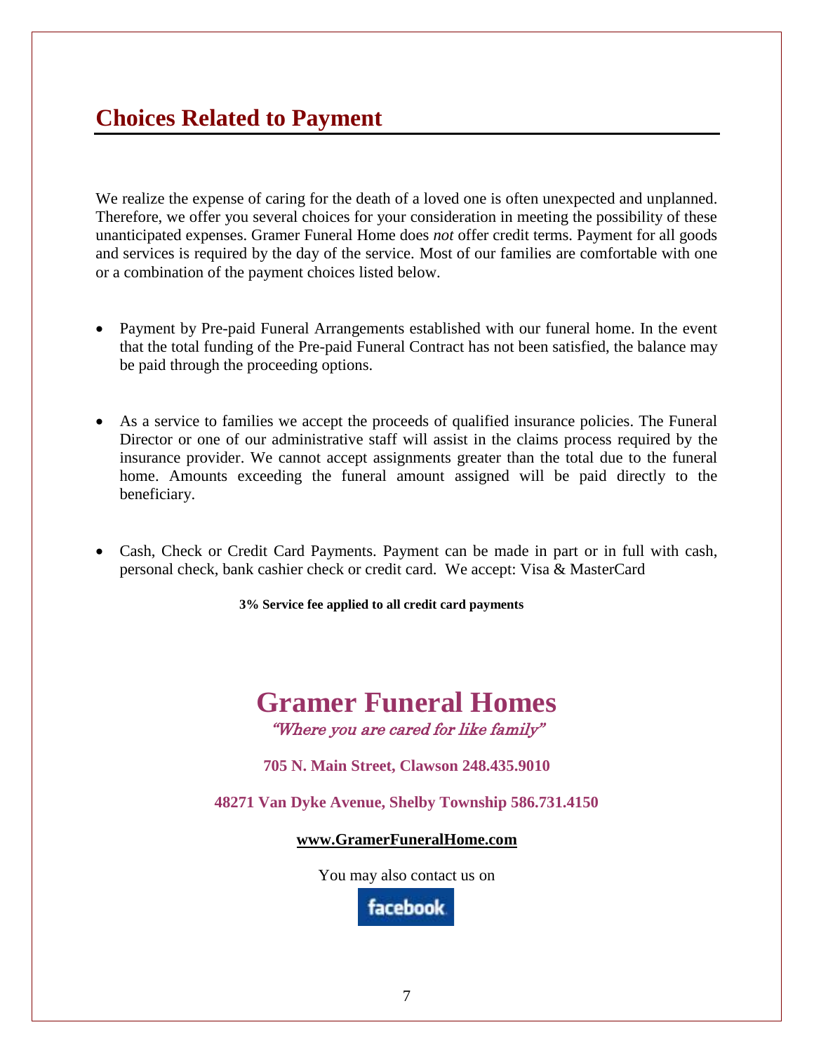## Choices Related to Payment

We realize the expense of caring for the death of a loved one is often unexpected and unplanned. Therefore, we offer you several choices for your consideration in meeting the possibility of these unanticipated expenses. Gramer Funeral Home does *not* offer credit terms. Payment for all goods and services is required by the day of the service. Most of our families are comfortable with one or a combination of the payment choices listed below.

- Payment by Pre-paid Funeral Arrangements established with our funeral home. In the event that the total funding of the Pre-paid Funeral Contract has not been satisfied, the balance may be paid through the proceeding options.

- As a service to families we accept the proceeds of qualified insurance policies. The Funeral Director or one of our administrative staff will assist in the claims process required by the insurance provider. We cannot accept assignments greater than the total due to the funeral home. Amounts exceeding the funeral amount assigned will be paid directly to the beneficiary.

- Cash, Check or Credit Card Payments. Payment can be made in part or in full with cash, personal check, bank cashier check or credit card. We accept: Visa & MasterCard

**3% Service fee applied to all credit card payments**

# Gramer Funeral Homes

*"Where you are cared for like family"*

**705 N. Main Street, Clawson 248.435.9010**

**48271 Van Dyke Avenue, Shelby Township 586.731.4150**

**www.GramerFuneralHome.com**

You may also contact us on

facebook